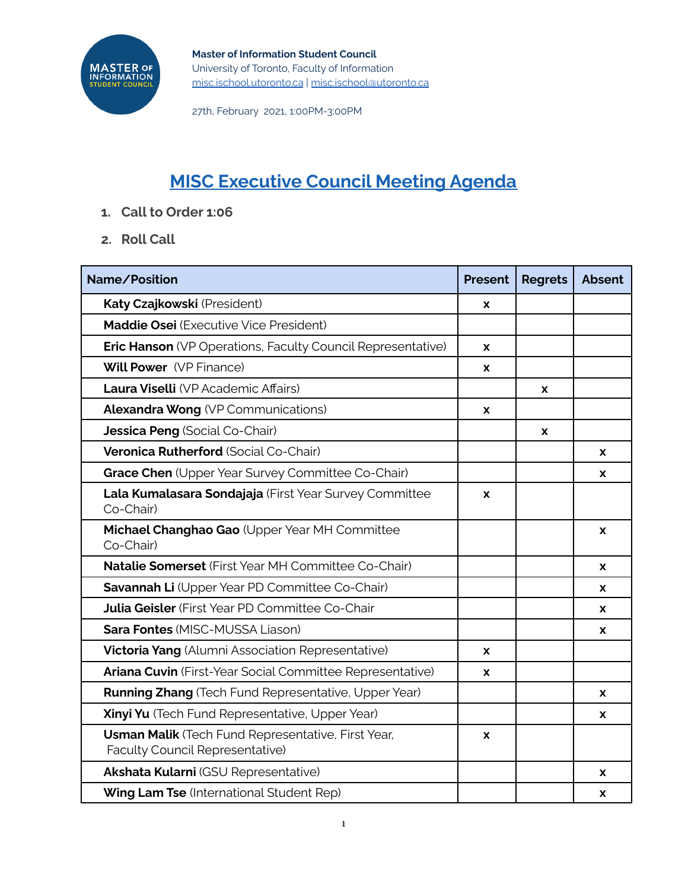**Master of Information Student Council**
University of Toronto, Faculty of Information
misc.ischool.utoronto.ca | misc.ischool@utoronto.ca

27th, February 2021, 1:00PM-3:00PM

# MISC Executive Council Meeting Agenda

1. **Call to Order 1:06**
2. **Roll Call**

| Name/Position | Present | Regrets | Absent |
|---|---|---|---|
| **Katy Czajkowski** (President) | x | | |
| **Maddie Osei** (Executive Vice President) | | | |
| **Eric Hanson** (VP Operations, Faculty Council Representative) | x | | |
| **Will Power** (VP Finance) | x | | |
| **Laura Viselli** (VP Academic Affairs) | | x | |
| **Alexandra Wong** (VP Communications) | x | | |
| **Jessica Peng** (Social Co-Chair) | | x | |
| **Veronica Rutherford** (Social Co-Chair) | | | x |
| **Grace Chen** (Upper Year Survey Committee Co-Chair) | | | x |
| **Lala Kumalasara Sondajaja** (First Year Survey Committee Co-Chair) | x | | |
| **Michael Changhao Gao** (Upper Year MH Committee Co-Chair) | | | x |
| **Natalie Somerset** (First Year MH Committee Co-Chair) | | | x |
| **Savannah Li** (Upper Year PD Committee Co-Chair) | | | x |
| **Julia Geisler** (First Year PD Committee Co-Chair | | | x |
| **Sara Fontes** (MISC-MUSSA Liason) | | | x |
| **Victoria Yang** (Alumni Association Representative) | x | | |
| **Ariana Cuvin** (First-Year Social Committee Representative) | x | | |
| **Running Zhang** (Tech Fund Representative, Upper Year) | | | x |
| **Xinyi Yu** (Tech Fund Representative, Upper Year) | | | x |
| **Usman Malik** (Tech Fund Representative, First Year, Faculty Council Representative) | x | | |
| **Akshata Kularni** (GSU Representative) | | | x |
| **Wing Lam Tse** (International Student Rep) | | | x |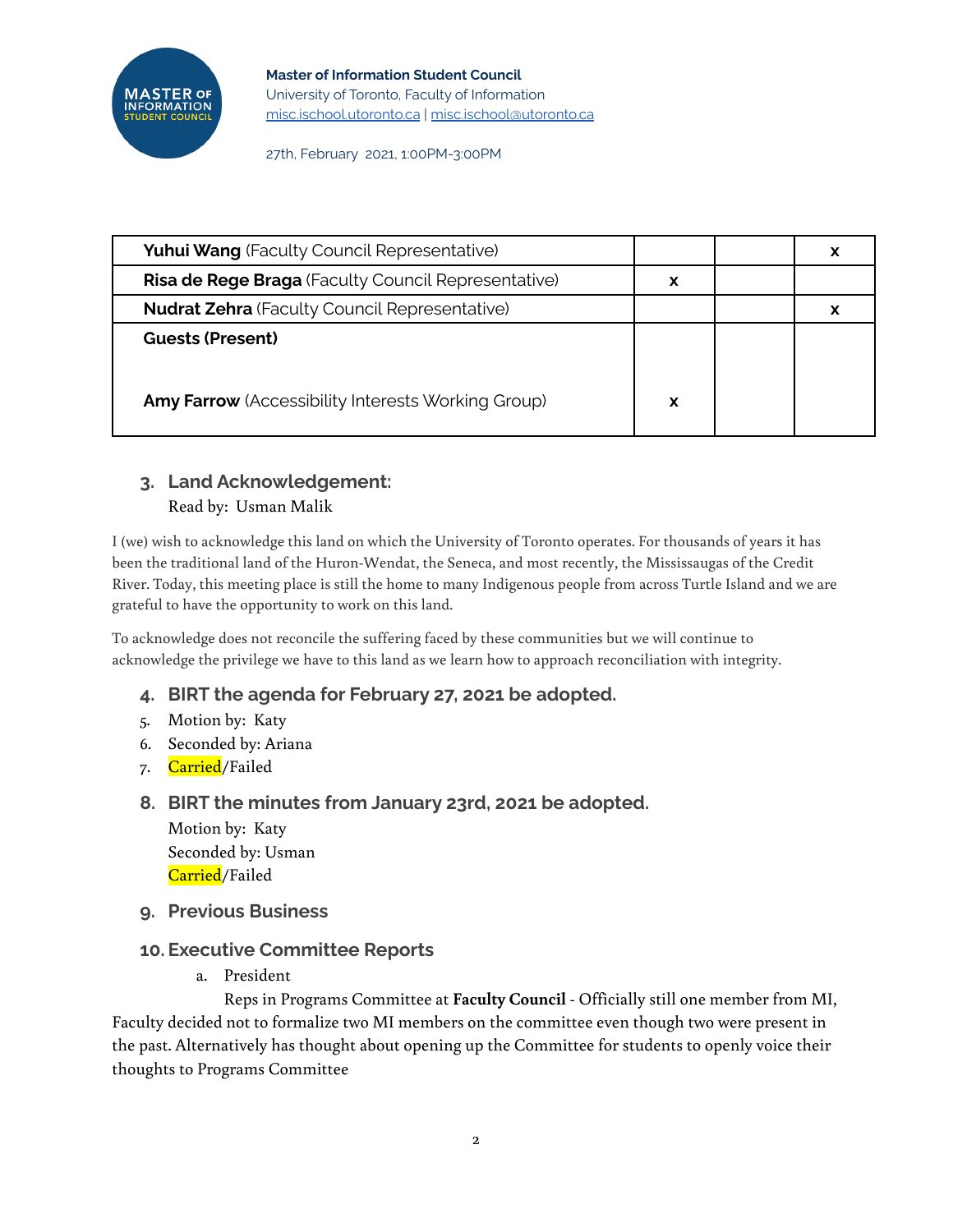**Master of Information Student Council**
University of Toronto, Faculty of Information
[misc.ischool.utoronto.ca](misc.ischool.utoronto.ca) | [misc.ischool@utoronto.ca](mailto:misc.ischool@utoronto.ca)

27th, February 2021, 1:00PM-3:00PM

| | | | |
|---|---|---|---|
| **Yuhui Wang** (Faculty Council Representative) | | | x |
| **Risa de Rege Braga** (Faculty Council Representative) | x | | |
| **Nudrat Zehra** (Faculty Council Representative) | | | x |
| **Guests (Present)**<br><br>**Amy Farrow** (Accessibility Interests Working Group) | x | | |

### 3. Land Acknowledgement:

Read by: Usman Malik

I (we) wish to acknowledge this land on which the University of Toronto operates. For thousands of years it has been the traditional land of the Huron-Wendat, the Seneca, and most recently, the Mississaugas of the Credit River. Today, this meeting place is still the home to many Indigenous people from across Turtle Island and we are grateful to have the opportunity to work on this land.

To acknowledge does not reconcile the suffering faced by these communities but we will continue to acknowledge the privilege we have to this land as we learn how to approach reconciliation with integrity.

### 4. BIRT the agenda for February 27, 2021 be adopted.

5. Motion by: Katy
6. Seconded by: Ariana
7. Carried/Failed

### 8. BIRT the minutes from January 23rd, 2021 be adopted.

Motion by: Katy
Seconded by: Usman
Carried/Failed

### 9. Previous Business

### 10. Executive Committee Reports

a. President

Reps in Programs Committee at **Faculty Council** - Officially still one member from MI, Faculty decided not to formalize two MI members on the committee even though two were present in the past. Alternatively has thought about opening up the Committee for students to openly voice their thoughts to Programs Committee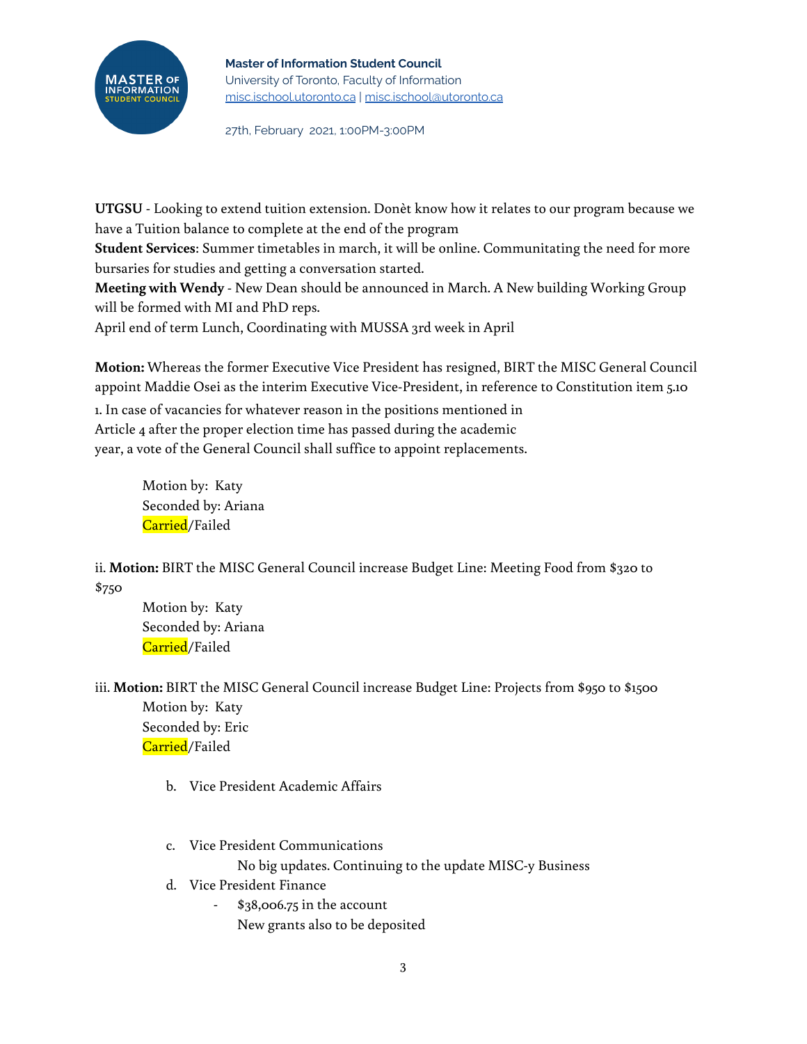**UTGSU** - Looking to extend tuition extension. Donèt know how it relates to our program because we have a Tuition balance to complete at the end of the program

**Student Services**: Summer timetables in march, it will be online. Communitating the need for more bursaries for studies and getting a conversation started.

**Meeting with Wendy** - New Dean should be announced in March. A New building Working Group will be formed with MI and PhD reps.

April end of term Lunch, Coordinating with MUSSA 3rd week in April

**Motion:** Whereas the former Executive Vice President has resigned, BIRT the MISC General Council appoint Maddie Osei as the interim Executive Vice-President, in reference to Constitution item 5.10

1. In case of vacancies for whatever reason in the positions mentioned in Article 4 after the proper election time has passed during the academic year, a vote of the General Council shall suffice to appoint replacements.

> Motion by: Katy
> Seconded by: Ariana
> Carried/Failed

ii. **Motion:** BIRT the MISC General Council increase Budget Line: Meeting Food from $320 to $750

> Motion by: Katy
> Seconded by: Ariana
> Carried/Failed

iii. **Motion:** BIRT the MISC General Council increase Budget Line: Projects from $950 to $1500

> Motion by: Katy
> Seconded by: Eric
> Carried/Failed

b. Vice President Academic Affairs

c. Vice President Communications

No big updates. Continuing to the update MISC-y Business

d. Vice President Finance

- $38,006.75 in the account

New grants also to be deposited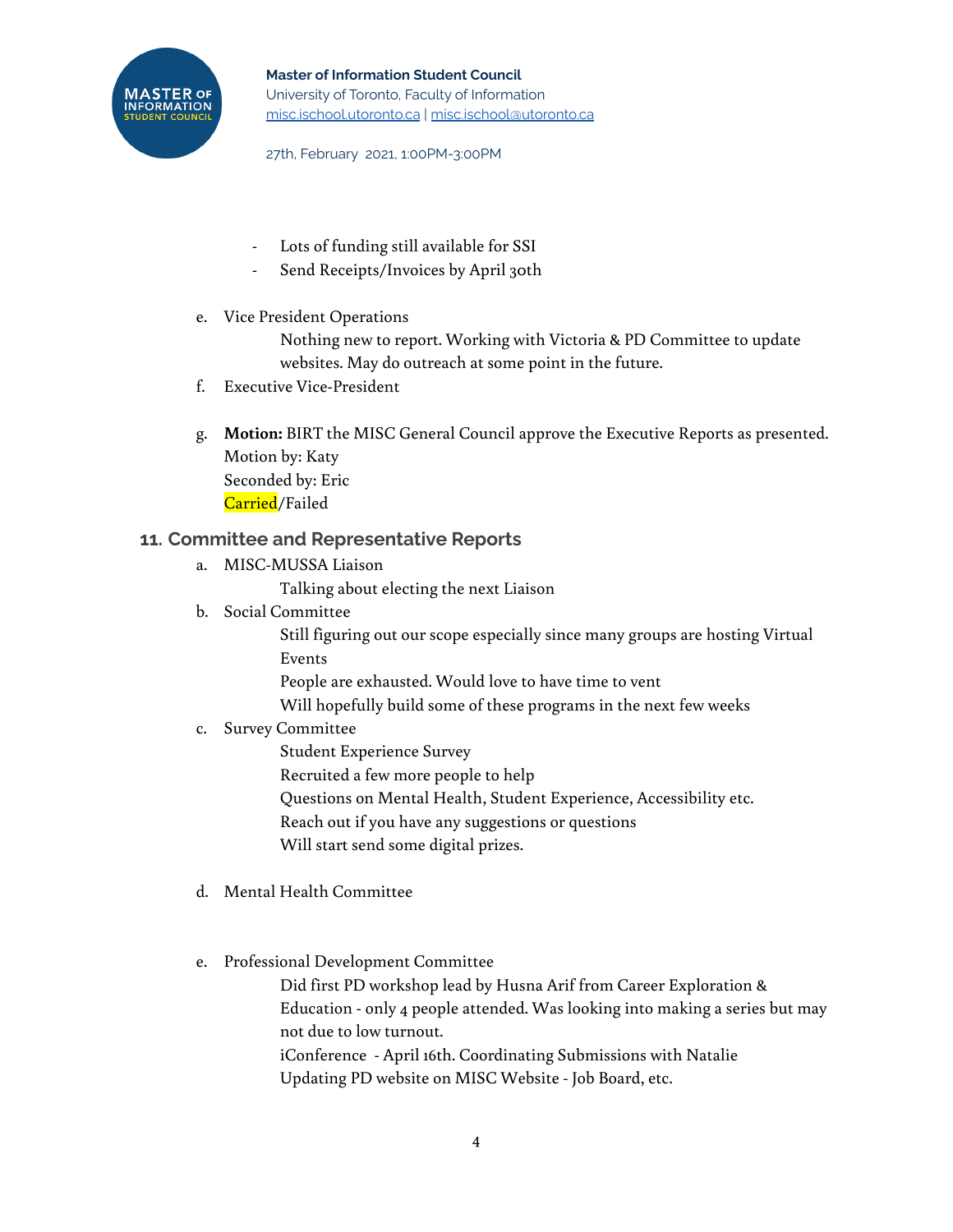- Lots of funding still available for SSI
- Send Receipts/Invoices by April 30th

e. Vice President Operations

    Nothing new to report. Working with Victoria & PD Committee to update websites. May do outreach at some point in the future.

f. Executive Vice-President

g. **Motion:** BIRT the MISC General Council approve the Executive Reports as presented.
   Motion by: Katy
   Seconded by: Eric
   Carried/Failed

## 11. Committee and Representative Reports

a. MISC-MUSSA Liaison

    Talking about electing the next Liaison

b. Social Committee

    Still figuring out our scope especially since many groups are hosting Virtual Events

    People are exhausted. Would love to have time to vent

    Will hopefully build some of these programs in the next few weeks

c. Survey Committee

    Student Experience Survey

    Recruited a few more people to help

    Questions on Mental Health, Student Experience, Accessibility etc.

    Reach out if you have any suggestions or questions

    Will start send some digital prizes.

d. Mental Health Committee

e. Professional Development Committee

    Did first PD workshop lead by Husna Arif from Career Exploration & Education - only 4 people attended. Was looking into making a series but may not due to low turnout.

    iConference - April 16th. Coordinating Submissions with Natalie

    Updating PD website on MISC Website - Job Board, etc.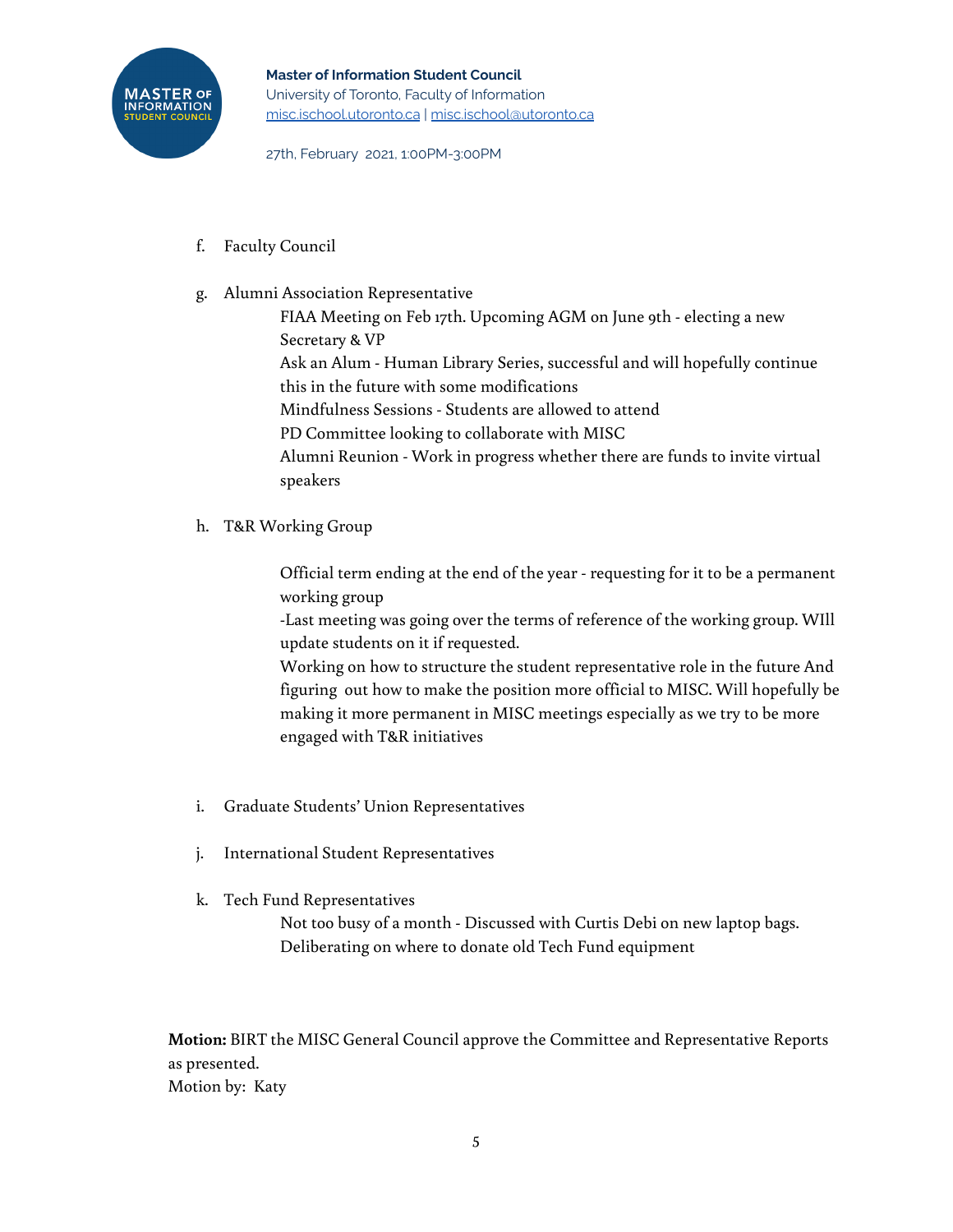f. Faculty Council

g. Alumni Association Representative

    FIAA Meeting on Feb 17th. Upcoming AGM on June 9th - electing a new Secretary & VP
    Ask an Alum - Human Library Series, successful and will hopefully continue this in the future with some modifications
    Mindfulness Sessions - Students are allowed to attend
    PD Committee looking to collaborate with MISC
    Alumni Reunion - Work in progress whether there are funds to invite virtual speakers

h. T&R Working Group

    Official term ending at the end of the year - requesting for it to be a permanent working group
    -Last meeting was going over the terms of reference of the working group. WIll update students on it if requested.
    Working on how to structure the student representative role in the future And figuring out how to make the position more official to MISC. Will hopefully be making it more permanent in MISC meetings especially as we try to be more engaged with T&R initiatives

i. Graduate Students' Union Representatives

j. International Student Representatives

k. Tech Fund Representatives

    Not too busy of a month - Discussed with Curtis Debi on new laptop bags.
    Deliberating on where to donate old Tech Fund equipment

**Motion:** BIRT the MISC General Council approve the Committee and Representative Reports as presented.
Motion by: Katy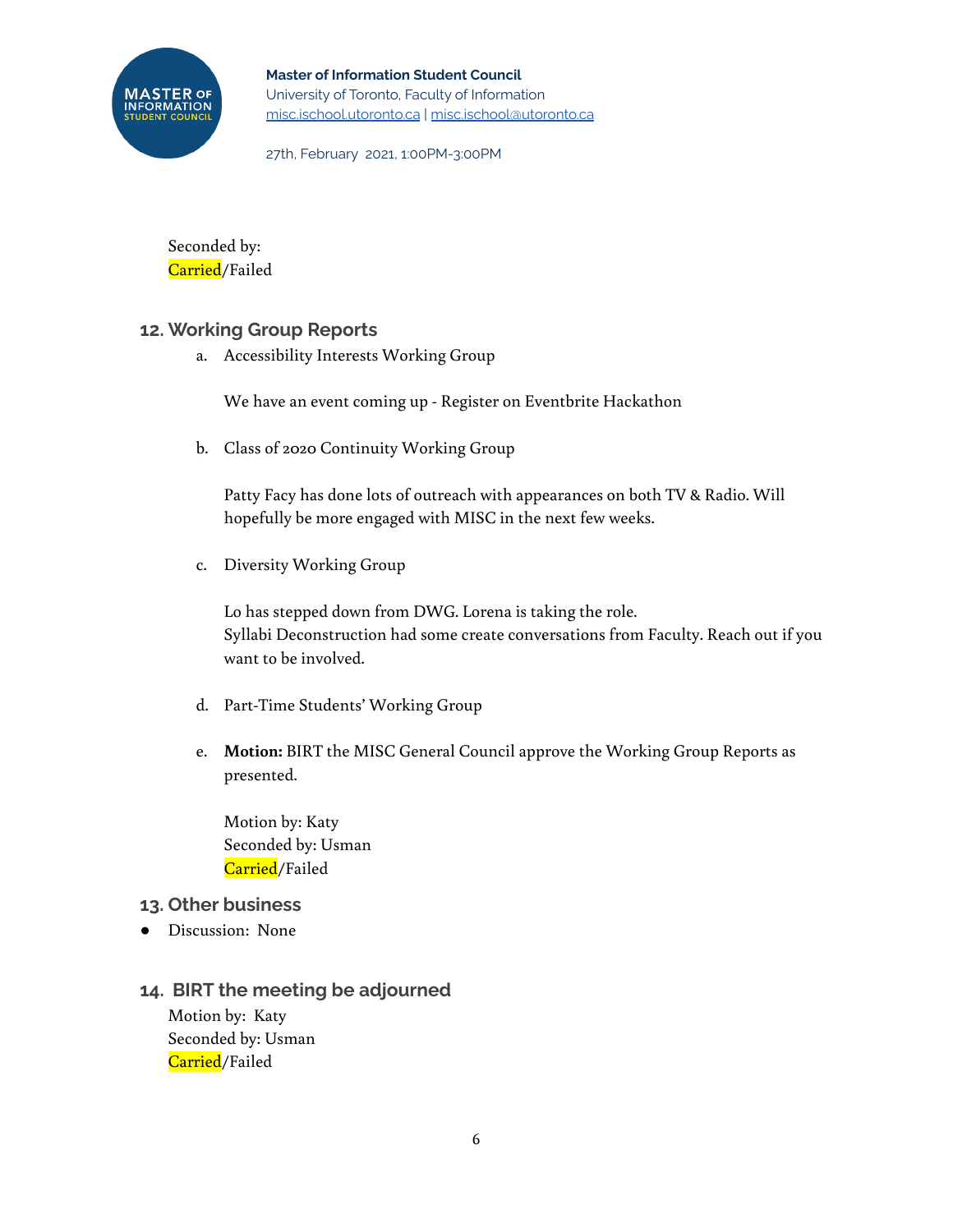Seconded by:
Carried/Failed

## 12. Working Group Reports

a. Accessibility Interests Working Group

   We have an event coming up - Register on Eventbrite Hackathon

b. Class of 2020 Continuity Working Group

   Patty Facy has done lots of outreach with appearances on both TV & Radio. Will hopefully be more engaged with MISC in the next few weeks.

c. Diversity Working Group

   Lo has stepped down from DWG. Lorena is taking the role.
   Syllabi Deconstruction had some create conversations from Faculty. Reach out if you want to be involved.

d. Part-Time Students' Working Group

e. **Motion:** BIRT the MISC General Council approve the Working Group Reports as presented.

   Motion by: Katy
   Seconded by: Usman
   Carried/Failed

## 13. Other business

- Discussion: None

## 14. BIRT the meeting be adjourned

Motion by: Katy
Seconded by: Usman
Carried/Failed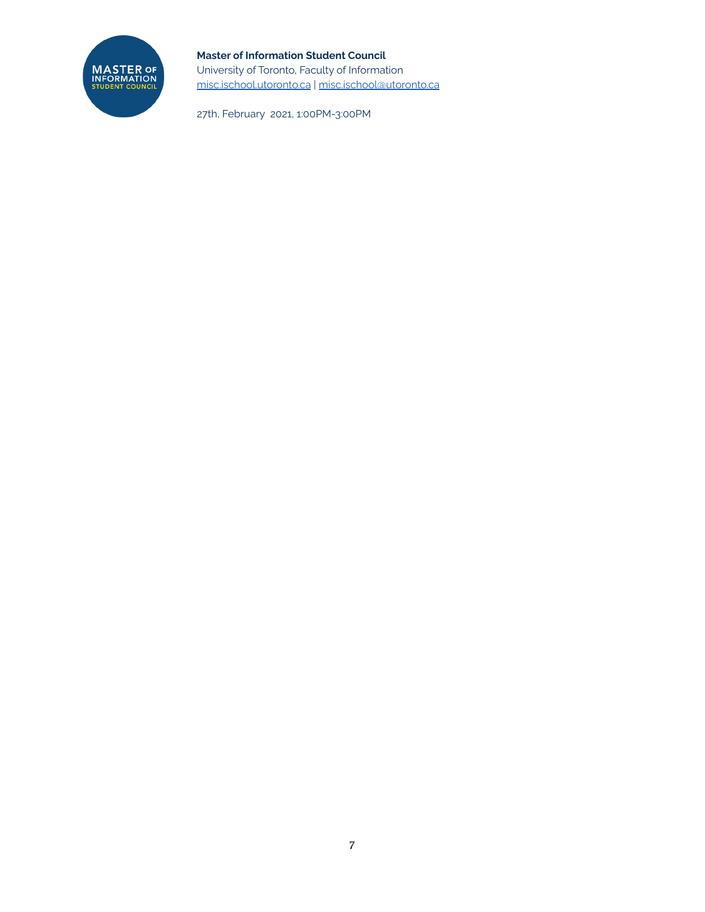**Master of Information Student Council**
University of Toronto, Faculty of Information
[misc.ischool.utoronto.ca](misc.ischool.utoronto.ca) | [misc.ischool@utoronto.ca](mailto:misc.ischool@utoronto.ca)

27th, February 2021, 1:00PM-3:00PM